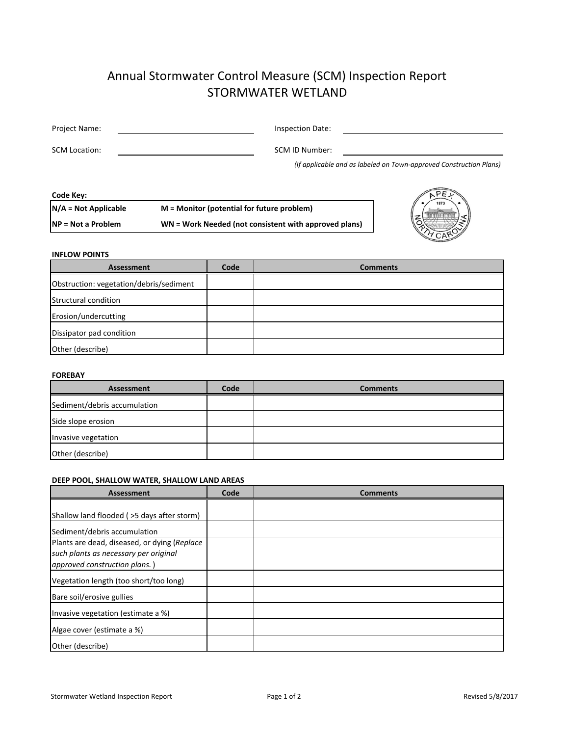# Annual Stormwater Control Measure (SCM) Inspection Report
## STORMWATER WETLAND

Project Name: ____________________ Inspection Date: ____________________

SCM Location: ____________________ SCM ID Number: ____________________

*(If applicable and as labeled on Town-approved Construction Plans)*

**Code Key:**

| | |
|---|---|
| **N/A = Not Applicable** | **M = Monitor (potential for future problem)** |
| **NP = Not a Problem** | **WN = Work Needed (not consistent with approved plans)** |

**INFLOW POINTS**

| Assessment | Code | Comments |
|---|---|---|
| Obstruction: vegetation/debris/sediment | | |
| Structural condition | | |
| Erosion/undercutting | | |
| Dissipator pad condition | | |
| Other (describe) | | |

**FOREBAY**

| Assessment | Code | Comments |
|---|---|---|
| Sediment/debris accumulation | | |
| Side slope erosion | | |
| Invasive vegetation | | |
| Other (describe) | | |

**DEEP POOL, SHALLOW WATER, SHALLOW LAND AREAS**

| Assessment | Code | Comments |
|---|---|---|
| Shallow land flooded ( >5 days after storm) | | |
| Sediment/debris accumulation | | |
| Plants are dead, diseased, or dying (*Replace such plants as necessary per original approved construction plans.* ) | | |
| Vegetation length (too short/too long) | | |
| Bare soil/erosive gullies | | |
| Invasive vegetation (estimate a %) | | |
| Algae cover (estimate a %) | | |
| Other (describe) | | |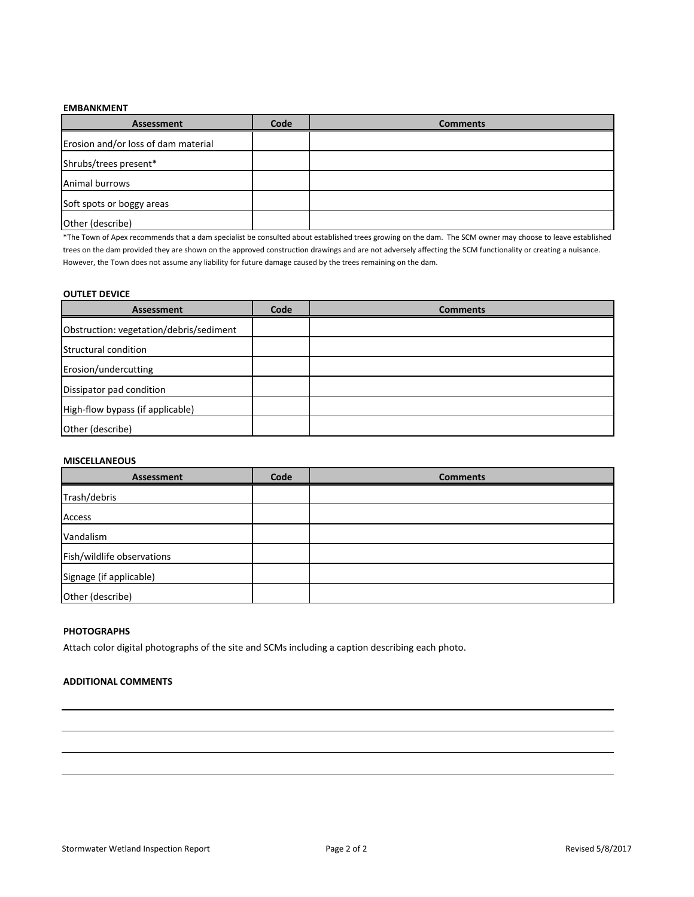**EMBANKMENT**

| Assessment | Code | Comments |
|---|---|---|
| Erosion and/or loss of dam material | | |
| Shrubs/trees present* | | |
| Animal burrows | | |
| Soft spots or boggy areas | | |
| Other (describe) | | |

*The Town of Apex recommends that a dam specialist be consulted about established trees growing on the dam. The SCM owner may choose to leave established trees on the dam provided they are shown on the approved construction drawings and are not adversely affecting the SCM functionality or creating a nuisance. However, the Town does not assume any liability for future damage caused by the trees remaining on the dam.

**OUTLET DEVICE**

| Assessment | Code | Comments |
|---|---|---|
| Obstruction: vegetation/debris/sediment | | |
| Structural condition | | |
| Erosion/undercutting | | |
| Dissipator pad condition | | |
| High-flow bypass (if applicable) | | |
| Other (describe) | | |

**MISCELLANEOUS**

| Assessment | Code | Comments |
|---|---|---|
| Trash/debris | | |
| Access | | |
| Vandalism | | |
| Fish/wildlife observations | | |
| Signage (if applicable) | | |
| Other (describe) | | |

**PHOTOGRAPHS**

Attach color digital photographs of the site and SCMs including a caption describing each photo.

**ADDITIONAL COMMENTS**

______________________________________________________________________

______________________________________________________________________

______________________________________________________________________

______________________________________________________________________